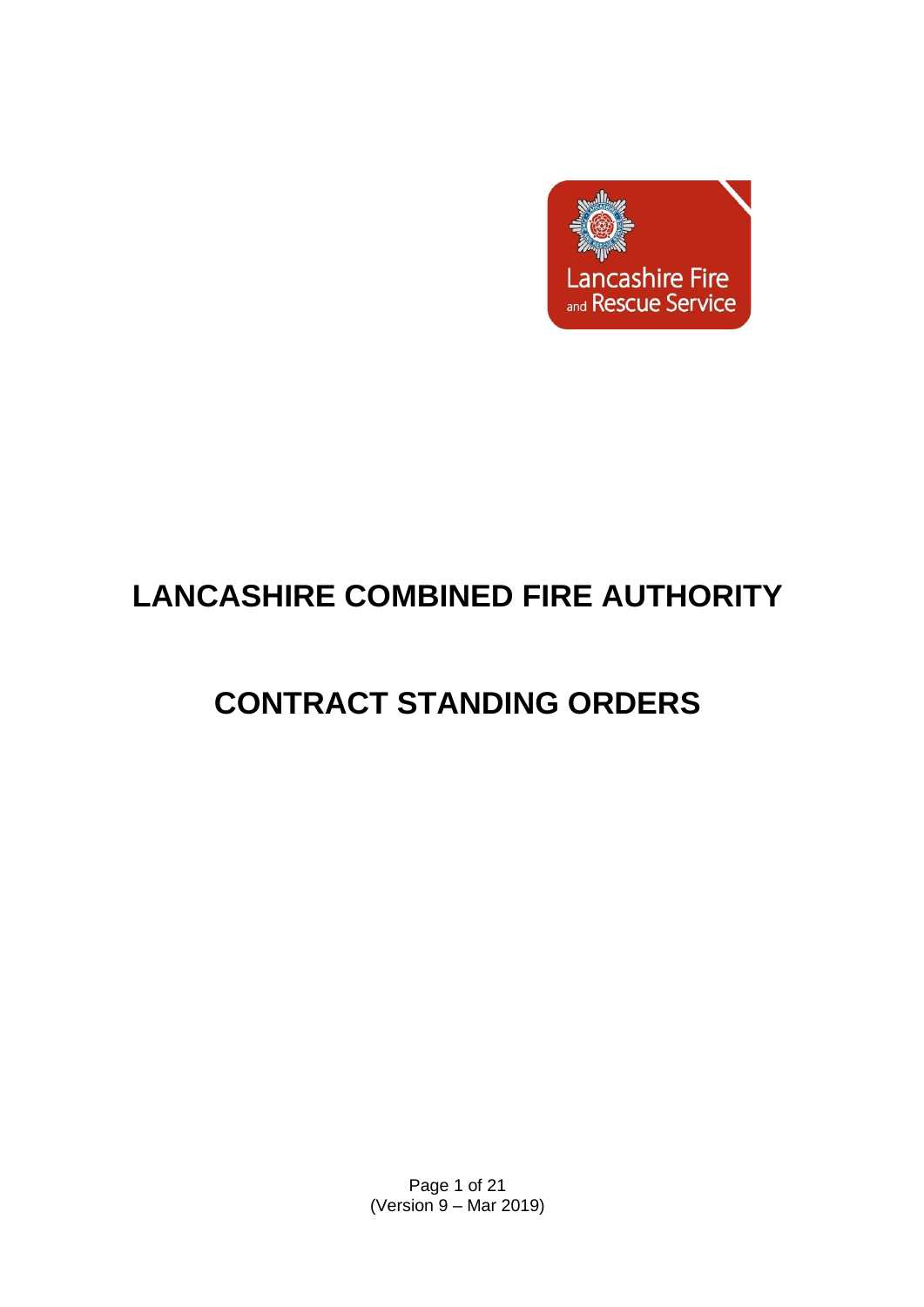# LANCASHIRE COMBINED FIRE AUTHORITY

# CONTRACT STANDING ORDERS

(Version 9 – Mar 2019)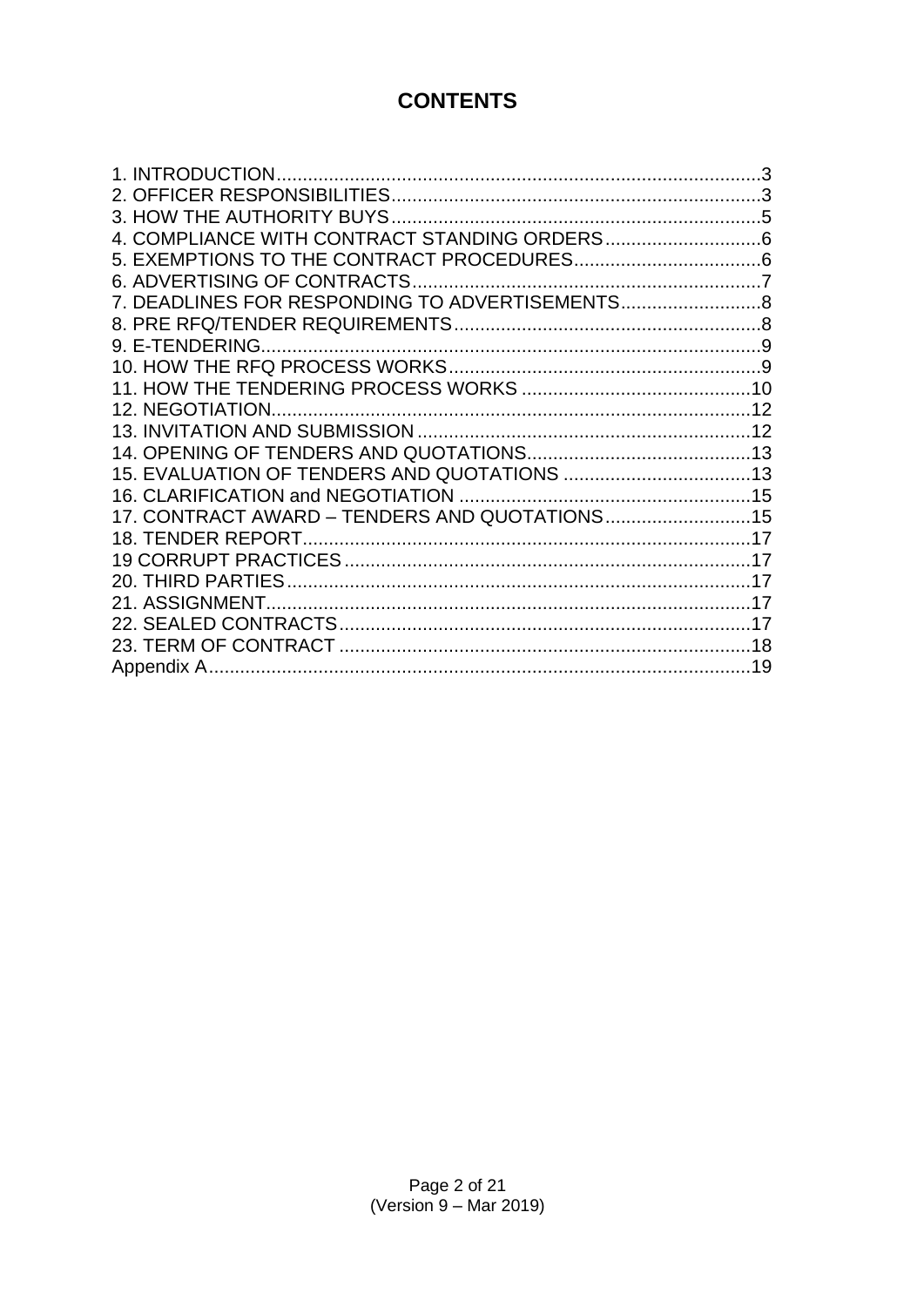# CONTENTS

1. INTRODUCTION....................................................................................3
2. OFFICER RESPONSIBILITIES..............................................................3
3. HOW THE AUTHORITY BUYS...............................................................5
4. COMPLIANCE WITH CONTRACT STANDING ORDERS..............................6
5. EXEMPTIONS TO THE CONTRACT PROCEDURES....................................6
6. ADVERTISING OF CONTRACTS............................................................7
7. DEADLINES FOR RESPONDING TO ADVERTISEMENTS...........................8
8. PRE RFQ/TENDER REQUIREMENTS.......................................................8
9. E-TENDERING......................................................................................9
10. HOW THE RFQ PROCESS WORKS........................................................9
11. HOW THE TENDERING PROCESS WORKS ............................................10
12. NEGOTIATION....................................................................................12
13. INVITATION AND SUBMISSION ...........................................................12
14. OPENING OF TENDERS AND QUOTATIONS...........................................13
15. EVALUATION OF TENDERS AND QUOTATIONS ....................................13
16. CLARIFICATION and NEGOTIATION ....................................................15
17. CONTRACT AWARD – TENDERS AND QUOTATIONS............................15
18. TENDER REPORT.................................................................................17
19 CORRUPT PRACTICES...........................................................................17
20. THIRD PARTIES....................................................................................17
21. ASSIGNMENT.......................................................................................17
22. SEALED CONTRACTS...........................................................................17
23. TERM OF CONTRACT ...........................................................................18
Appendix A...............................................................................................19

(Version 9 – Mar 2019)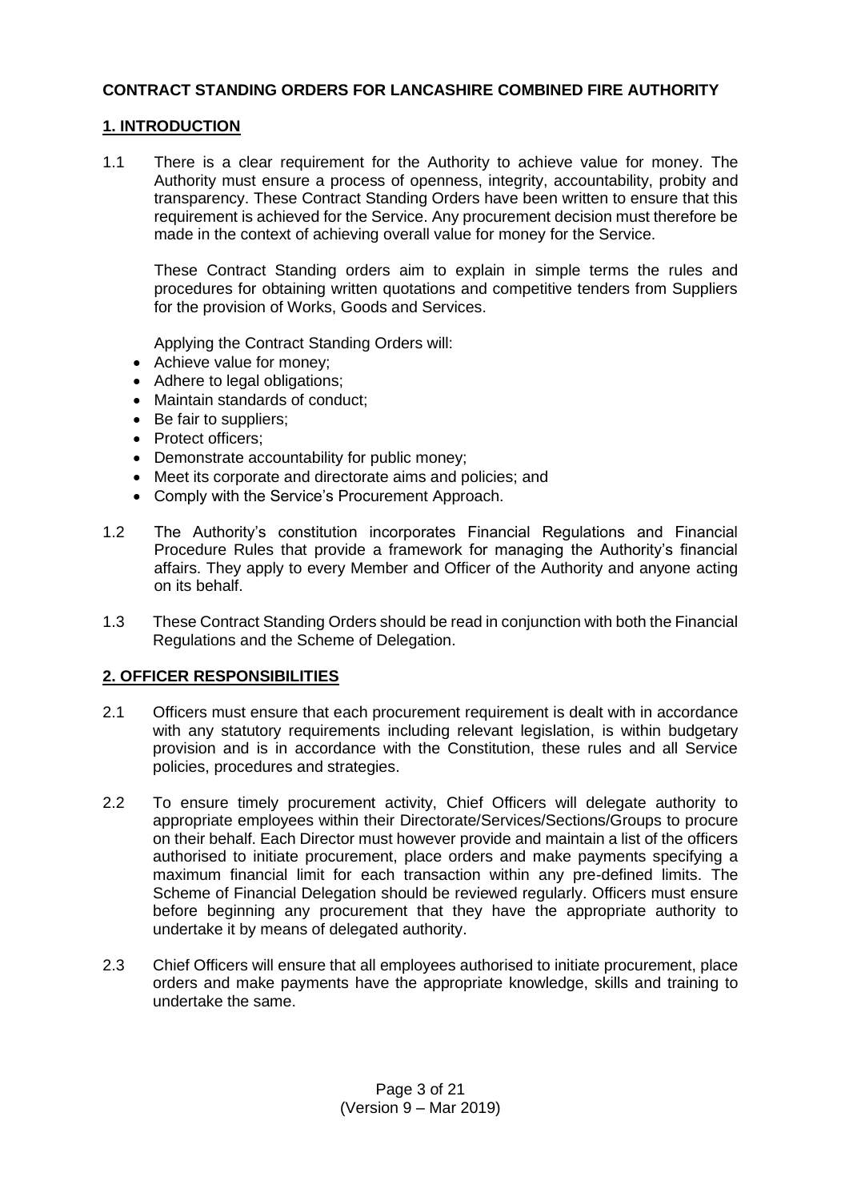**CONTRACT STANDING ORDERS FOR LANCASHIRE COMBINED FIRE AUTHORITY**

## 1. INTRODUCTION

1.1 There is a clear requirement for the Authority to achieve value for money. The Authority must ensure a process of openness, integrity, accountability, probity and transparency. These Contract Standing Orders have been written to ensure that this requirement is achieved for the Service. Any procurement decision must therefore be made in the context of achieving overall value for money for the Service.

These Contract Standing orders aim to explain in simple terms the rules and procedures for obtaining written quotations and competitive tenders from Suppliers for the provision of Works, Goods and Services.

Applying the Contract Standing Orders will:

- Achieve value for money;
- Adhere to legal obligations;
- Maintain standards of conduct;
- Be fair to suppliers;
- Protect officers;
- Demonstrate accountability for public money;
- Meet its corporate and directorate aims and policies; and
- Comply with the Service's Procurement Approach.

1.2 The Authority's constitution incorporates Financial Regulations and Financial Procedure Rules that provide a framework for managing the Authority's financial affairs. They apply to every Member and Officer of the Authority and anyone acting on its behalf.

1.3 These Contract Standing Orders should be read in conjunction with both the Financial Regulations and the Scheme of Delegation.

## 2. OFFICER RESPONSIBILITIES

2.1 Officers must ensure that each procurement requirement is dealt with in accordance with any statutory requirements including relevant legislation, is within budgetary provision and is in accordance with the Constitution, these rules and all Service policies, procedures and strategies.

2.2 To ensure timely procurement activity, Chief Officers will delegate authority to appropriate employees within their Directorate/Services/Sections/Groups to procure on their behalf. Each Director must however provide and maintain a list of the officers authorised to initiate procurement, place orders and make payments specifying a maximum financial limit for each transaction within any pre-defined limits. The Scheme of Financial Delegation should be reviewed regularly. Officers must ensure before beginning any procurement that they have the appropriate authority to undertake it by means of delegated authority.

2.3 Chief Officers will ensure that all employees authorised to initiate procurement, place orders and make payments have the appropriate knowledge, skills and training to undertake the same.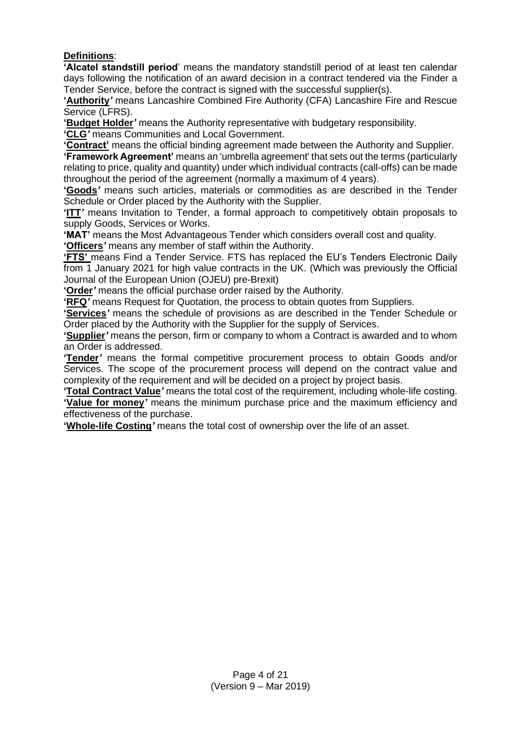**Definitions**:

**'Alcatel standstill period**' means the mandatory standstill period of at least ten calendar days following the notification of an award decision in a contract tendered via the Finder a Tender Service, before the contract is signed with the successful supplier(s).

**'Authority'** means Lancashire Combined Fire Authority (CFA) Lancashire Fire and Rescue Service (LFRS).

**'Budget Holder'** means the Authority representative with budgetary responsibility.

**'CLG'** means Communities and Local Government.

**'Contract'** means the official binding agreement made between the Authority and Supplier.

**'Framework Agreement'** means an 'umbrella agreement' that sets out the terms (particularly relating to price, quality and quantity) under which individual contracts (call-offs) can be made throughout the period of the agreement (normally a maximum of 4 years).

**'Goods'** means such articles, materials or commodities as are described in the Tender Schedule or Order placed by the Authority with the Supplier.

**'ITT'** means Invitation to Tender, a formal approach to competitively obtain proposals to supply Goods, Services or Works.

**'MAT'** means the Most Advantageous Tender which considers overall cost and quality.

**'Officers'** means any member of staff within the Authority.

**'FTS'** means Find a Tender Service. FTS has replaced the EU's Tenders Electronic Daily from 1 January 2021 for high value contracts in the UK. (Which was previously the Official Journal of the European Union (OJEU) pre-Brexit)

**'Order'** means the official purchase order raised by the Authority.

**'RFQ'** means Request for Quotation, the process to obtain quotes from Suppliers.

**'Services'** means the schedule of provisions as are described in the Tender Schedule or Order placed by the Authority with the Supplier for the supply of Services.

**'Supplier'** means the person, firm or company to whom a Contract is awarded and to whom an Order is addressed.

**'Tender'** means the formal competitive procurement process to obtain Goods and/or Services. The scope of the procurement process will depend on the contract value and complexity of the requirement and will be decided on a project by project basis.

**'Total Contract Value'** means the total cost of the requirement, including whole-life costing.

**'Value for money'** means the minimum purchase price and the maximum efficiency and effectiveness of the purchase.

**'Whole-life Costing'** means the total cost of ownership over the life of an asset.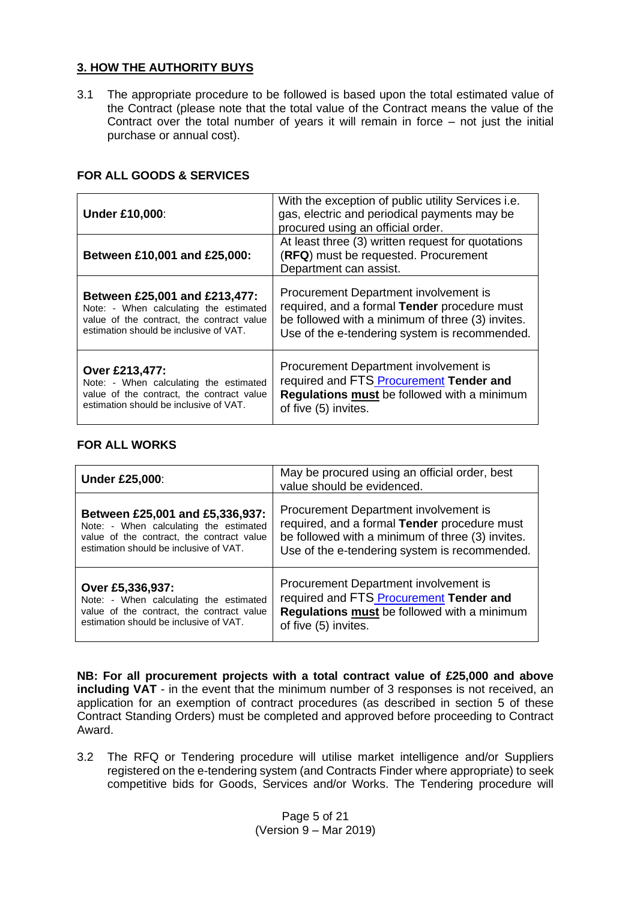## 3. HOW THE AUTHORITY BUYS

3.1 The appropriate procedure to be followed is based upon the total estimated value of the Contract (please note that the total value of the Contract means the value of the Contract over the total number of years it will remain in force – not just the initial purchase or annual cost).

**FOR ALL GOODS & SERVICES**

| | |
|---|---|
| **Under £10,000**: | With the exception of public utility Services i.e. gas, electric and periodical payments may be procured using an official order. |
| **Between £10,001 and £25,000:** | At least three (3) written request for quotations (**RFQ**) must be requested. Procurement Department can assist. |
| **Between £25,001 and £213,477:** Note: - When calculating the estimated value of the contract, the contract value estimation should be inclusive of VAT. | Procurement Department involvement is required, and a formal **Tender** procedure must be followed with a minimum of three (3) invites. Use of the e-tendering system is recommended. |
| **Over £213,477:** Note: - When calculating the estimated value of the contract, the contract value estimation should be inclusive of VAT. | Procurement Department involvement is required and FTS Procurement **Tender and Regulations must** be followed with a minimum of five (5) invites. |

**FOR ALL WORKS**

| | |
|---|---|
| **Under £25,000**: | May be procured using an official order, best value should be evidenced. |
| **Between £25,001 and £5,336,937:** Note: - When calculating the estimated value of the contract, the contract value estimation should be inclusive of VAT. | Procurement Department involvement is required, and a formal **Tender** procedure must be followed with a minimum of three (3) invites. Use of the e-tendering system is recommended. |
| **Over £5,336,937:** Note: - When calculating the estimated value of the contract, the contract value estimation should be inclusive of VAT. | Procurement Department involvement is required and FTS Procurement **Tender and Regulations must** be followed with a minimum of five (5) invites. |

**NB: For all procurement projects with a total contract value of £25,000 and above including VAT** - in the event that the minimum number of 3 responses is not received, an application for an exemption of contract procedures (as described in section 5 of these Contract Standing Orders) must be completed and approved before proceeding to Contract Award.

3.2 The RFQ or Tendering procedure will utilise market intelligence and/or Suppliers registered on the e-tendering system (and Contracts Finder where appropriate) to seek competitive bids for Goods, Services and/or Works. The Tendering procedure will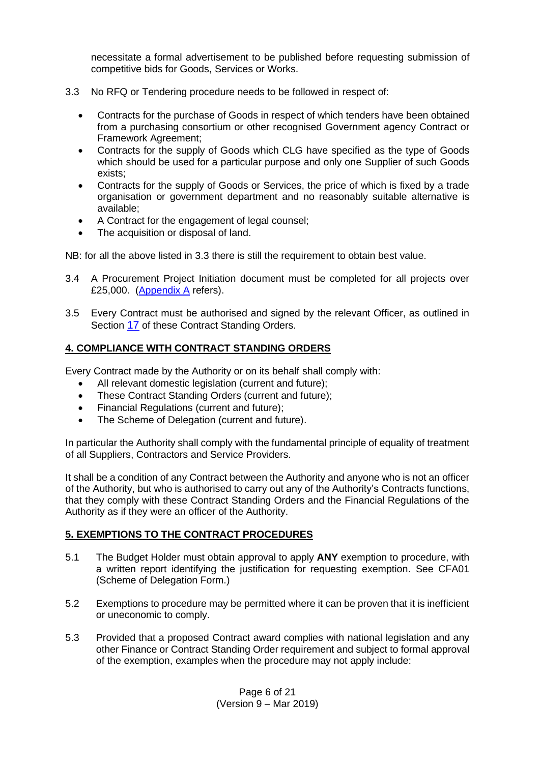necessitate a formal advertisement to be published before requesting submission of competitive bids for Goods, Services or Works.

3.3 No RFQ or Tendering procedure needs to be followed in respect of:

- Contracts for the purchase of Goods in respect of which tenders have been obtained from a purchasing consortium or other recognised Government agency Contract or Framework Agreement;
- Contracts for the supply of Goods which CLG have specified as the type of Goods which should be used for a particular purpose and only one Supplier of such Goods exists;
- Contracts for the supply of Goods or Services, the price of which is fixed by a trade organisation or government department and no reasonably suitable alternative is available;
- A Contract for the engagement of legal counsel;
- The acquisition or disposal of land.

NB: for all the above listed in 3.3 there is still the requirement to obtain best value.

3.4 A Procurement Project Initiation document must be completed for all projects over £25,000. (Appendix A refers).

3.5 Every Contract must be authorised and signed by the relevant Officer, as outlined in Section 17 of these Contract Standing Orders.

## 4. COMPLIANCE WITH CONTRACT STANDING ORDERS

Every Contract made by the Authority or on its behalf shall comply with:

- All relevant domestic legislation (current and future);
- These Contract Standing Orders (current and future);
- Financial Regulations (current and future);
- The Scheme of Delegation (current and future).

In particular the Authority shall comply with the fundamental principle of equality of treatment of all Suppliers, Contractors and Service Providers.

It shall be a condition of any Contract between the Authority and anyone who is not an officer of the Authority, but who is authorised to carry out any of the Authority's Contracts functions, that they comply with these Contract Standing Orders and the Financial Regulations of the Authority as if they were an officer of the Authority.

## 5. EXEMPTIONS TO THE CONTRACT PROCEDURES

5.1 The Budget Holder must obtain approval to apply **ANY** exemption to procedure, with a written report identifying the justification for requesting exemption. See CFA01 (Scheme of Delegation Form.)

5.2 Exemptions to procedure may be permitted where it can be proven that it is inefficient or uneconomic to comply.

5.3 Provided that a proposed Contract award complies with national legislation and any other Finance or Contract Standing Order requirement and subject to formal approval of the exemption, examples when the procedure may not apply include: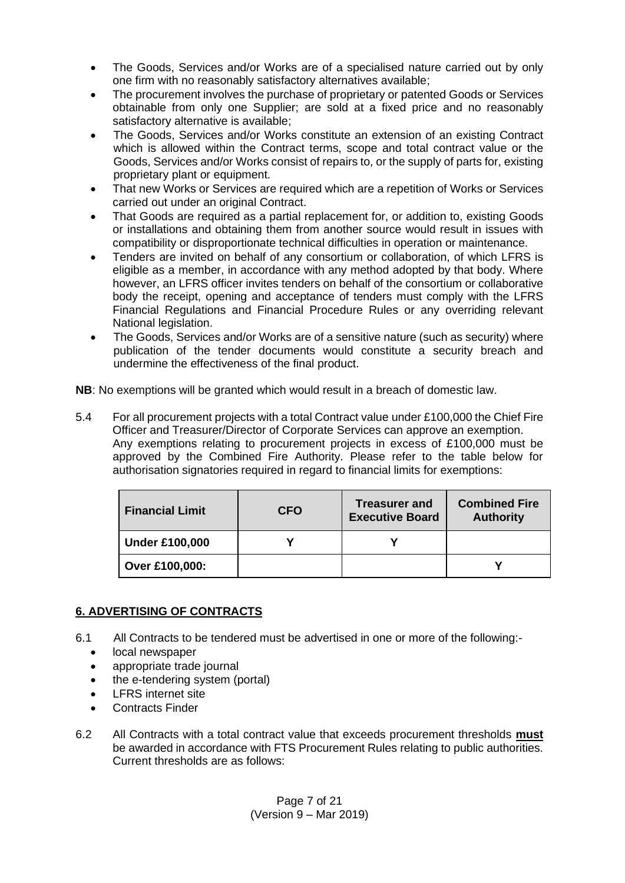- The Goods, Services and/or Works are of a specialised nature carried out by only one firm with no reasonably satisfactory alternatives available;
- The procurement involves the purchase of proprietary or patented Goods or Services obtainable from only one Supplier; are sold at a fixed price and no reasonably satisfactory alternative is available;
- The Goods, Services and/or Works constitute an extension of an existing Contract which is allowed within the Contract terms, scope and total contract value or the Goods, Services and/or Works consist of repairs to, or the supply of parts for, existing proprietary plant or equipment.
- That new Works or Services are required which are a repetition of Works or Services carried out under an original Contract.
- That Goods are required as a partial replacement for, or addition to, existing Goods or installations and obtaining them from another source would result in issues with compatibility or disproportionate technical difficulties in operation or maintenance.
- Tenders are invited on behalf of any consortium or collaboration, of which LFRS is eligible as a member, in accordance with any method adopted by that body. Where however, an LFRS officer invites tenders on behalf of the consortium or collaborative body the receipt, opening and acceptance of tenders must comply with the LFRS Financial Regulations and Financial Procedure Rules or any overriding relevant National legislation.
- The Goods, Services and/or Works are of a sensitive nature (such as security) where publication of the tender documents would constitute a security breach and undermine the effectiveness of the final product.

**NB**: No exemptions will be granted which would result in a breach of domestic law.

5.4 For all procurement projects with a total Contract value under £100,000 the Chief Fire Officer and Treasurer/Director of Corporate Services can approve an exemption. Any exemptions relating to procurement projects in excess of £100,000 must be approved by the Combined Fire Authority. Please refer to the table below for authorisation signatories required in regard to financial limits for exemptions:

| Financial Limit | CFO | Treasurer and Executive Board | Combined Fire Authority |
|---|---|---|---|
| **Under £100,000** | Y | Y | |
| **Over £100,000:** | | | Y |

## 6. ADVERTISING OF CONTRACTS

6.1 All Contracts to be tendered must be advertised in one or more of the following:-

- local newspaper
- appropriate trade journal
- the e-tendering system (portal)
- LFRS internet site
- Contracts Finder

6.2 All Contracts with a total contract value that exceeds procurement thresholds **must** be awarded in accordance with FTS Procurement Rules relating to public authorities. Current thresholds are as follows: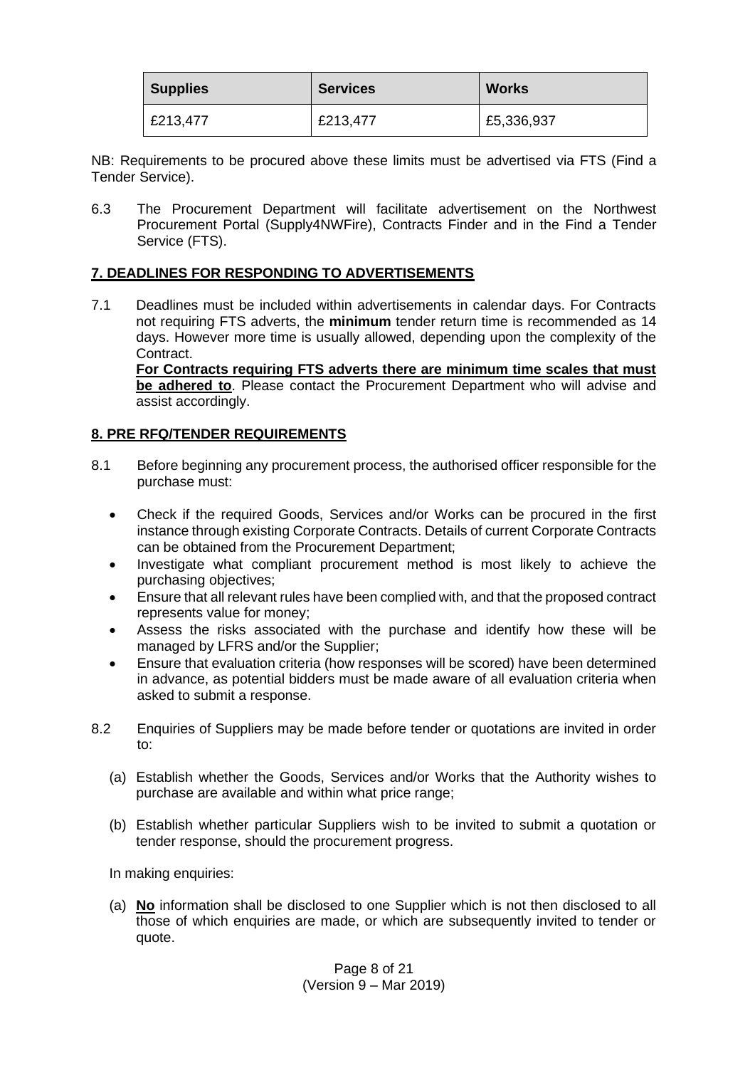| Supplies | Services | Works |
|---|---|---|
| £213,477 | £213,477 | £5,336,937 |

NB: Requirements to be procured above these limits must be advertised via FTS (Find a Tender Service).

6.3 The Procurement Department will facilitate advertisement on the Northwest Procurement Portal (Supply4NWFire), Contracts Finder and in the Find a Tender Service (FTS).

## 7. DEADLINES FOR RESPONDING TO ADVERTISEMENTS

7.1 Deadlines must be included within advertisements in calendar days. For Contracts not requiring FTS adverts, the **minimum** tender return time is recommended as 14 days. However more time is usually allowed, depending upon the complexity of the Contract.
**For Contracts requiring FTS adverts there are minimum time scales that must be adhered to**. Please contact the Procurement Department who will advise and assist accordingly.

## 8. PRE RFQ/TENDER REQUIREMENTS

8.1 Before beginning any procurement process, the authorised officer responsible for the purchase must:

- Check if the required Goods, Services and/or Works can be procured in the first instance through existing Corporate Contracts. Details of current Corporate Contracts can be obtained from the Procurement Department;
- Investigate what compliant procurement method is most likely to achieve the purchasing objectives;
- Ensure that all relevant rules have been complied with, and that the proposed contract represents value for money;
- Assess the risks associated with the purchase and identify how these will be managed by LFRS and/or the Supplier;
- Ensure that evaluation criteria (how responses will be scored) have been determined in advance, as potential bidders must be made aware of all evaluation criteria when asked to submit a response.

8.2 Enquiries of Suppliers may be made before tender or quotations are invited in order to:

(a) Establish whether the Goods, Services and/or Works that the Authority wishes to purchase are available and within what price range;

(b) Establish whether particular Suppliers wish to be invited to submit a quotation or tender response, should the procurement progress.

In making enquiries:

(a) **No** information shall be disclosed to one Supplier which is not then disclosed to all those of which enquiries are made, or which are subsequently invited to tender or quote.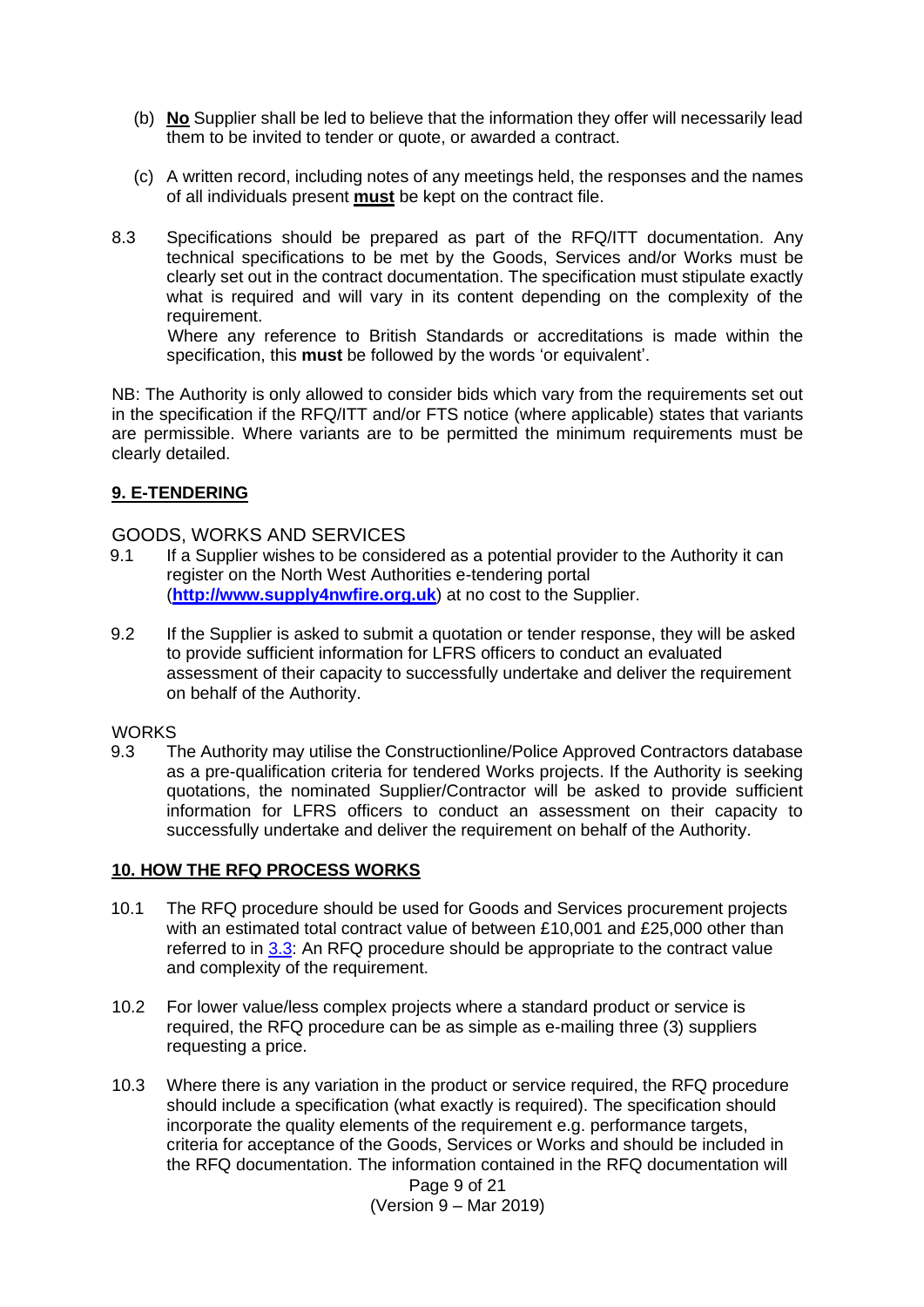(b) **No** Supplier shall be led to believe that the information they offer will necessarily lead them to be invited to tender or quote, or awarded a contract.

(c) A written record, including notes of any meetings held, the responses and the names of all individuals present **must** be kept on the contract file.

8.3 Specifications should be prepared as part of the RFQ/ITT documentation. Any technical specifications to be met by the Goods, Services and/or Works must be clearly set out in the contract documentation. The specification must stipulate exactly what is required and will vary in its content depending on the complexity of the requirement.
Where any reference to British Standards or accreditations is made within the specification, this **must** be followed by the words 'or equivalent'.

NB: The Authority is only allowed to consider bids which vary from the requirements set out in the specification if the RFQ/ITT and/or FTS notice (where applicable) states that variants are permissible. Where variants are to be permitted the minimum requirements must be clearly detailed.

## 9. E-TENDERING

GOODS, WORKS AND SERVICES

9.1 If a Supplier wishes to be considered as a potential provider to the Authority it can register on the North West Authorities e-tendering portal (**http://www.supply4nwfire.org.uk**) at no cost to the Supplier.

9.2 If the Supplier is asked to submit a quotation or tender response, they will be asked to provide sufficient information for LFRS officers to conduct an evaluated assessment of their capacity to successfully undertake and deliver the requirement on behalf of the Authority.

WORKS

9.3 The Authority may utilise the Constructionline/Police Approved Contractors database as a pre-qualification criteria for tendered Works projects. If the Authority is seeking quotations, the nominated Supplier/Contractor will be asked to provide sufficient information for LFRS officers to conduct an assessment on their capacity to successfully undertake and deliver the requirement on behalf of the Authority.

## 10. HOW THE RFQ PROCESS WORKS

10.1 The RFQ procedure should be used for Goods and Services procurement projects with an estimated total contract value of between £10,001 and £25,000 other than referred to in 3.3: An RFQ procedure should be appropriate to the contract value and complexity of the requirement.

10.2 For lower value/less complex projects where a standard product or service is required, the RFQ procedure can be as simple as e-mailing three (3) suppliers requesting a price.

10.3 Where there is any variation in the product or service required, the RFQ procedure should include a specification (what exactly is required). The specification should incorporate the quality elements of the requirement e.g. performance targets, criteria for acceptance of the Goods, Services or Works and should be included in the RFQ documentation. The information contained in the RFQ documentation will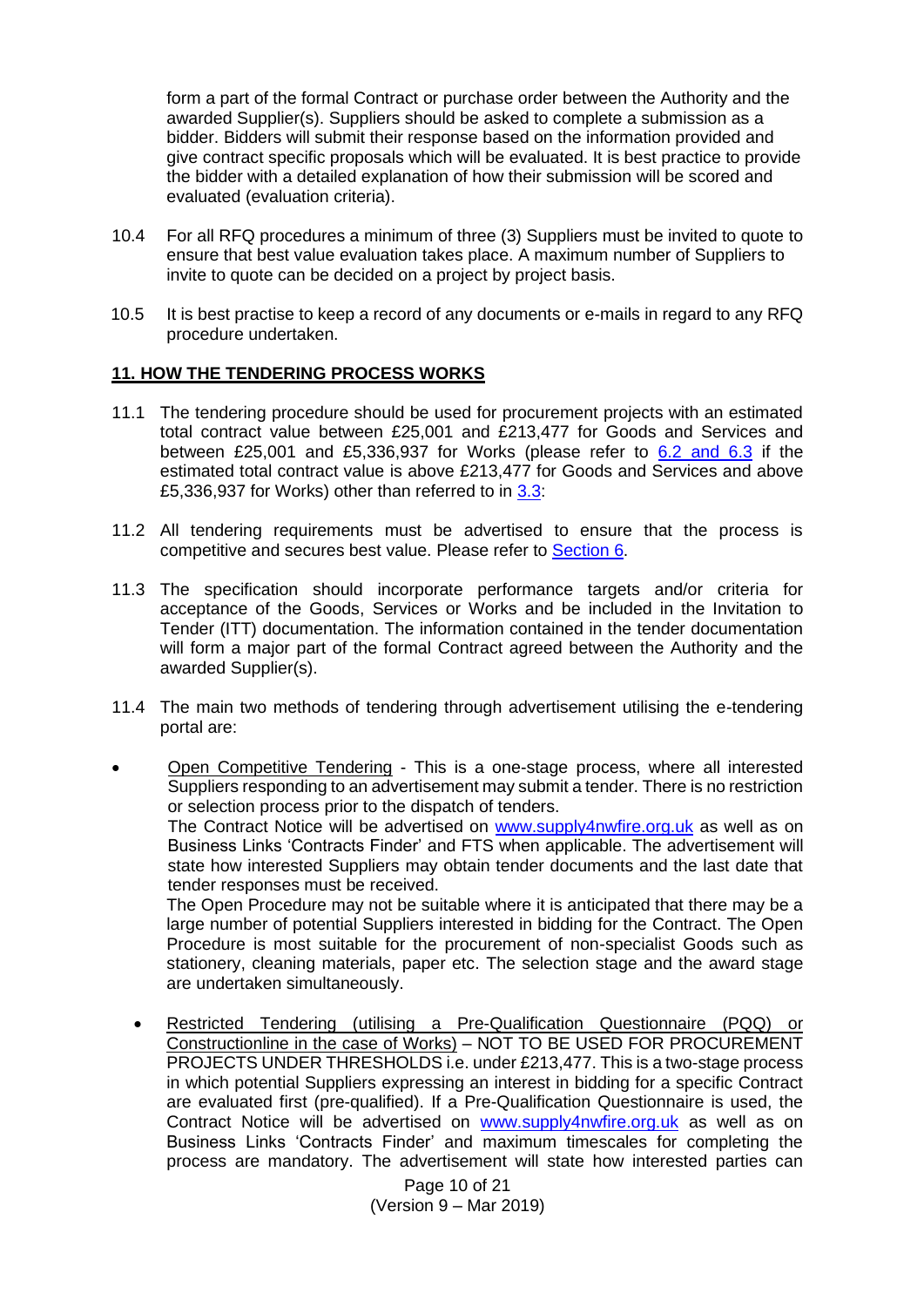form a part of the formal Contract or purchase order between the Authority and the awarded Supplier(s). Suppliers should be asked to complete a submission as a bidder. Bidders will submit their response based on the information provided and give contract specific proposals which will be evaluated. It is best practice to provide the bidder with a detailed explanation of how their submission will be scored and evaluated (evaluation criteria).

10.4 For all RFQ procedures a minimum of three (3) Suppliers must be invited to quote to ensure that best value evaluation takes place. A maximum number of Suppliers to invite to quote can be decided on a project by project basis.

10.5 It is best practise to keep a record of any documents or e-mails in regard to any RFQ procedure undertaken.

## 11. HOW THE TENDERING PROCESS WORKS

11.1 The tendering procedure should be used for procurement projects with an estimated total contract value between £25,001 and £213,477 for Goods and Services and between £25,001 and £5,336,937 for Works (please refer to 6.2 and 6.3 if the estimated total contract value is above £213,477 for Goods and Services and above £5,336,937 for Works) other than referred to in 3.3:

11.2 All tendering requirements must be advertised to ensure that the process is competitive and secures best value. Please refer to Section 6.

11.3 The specification should incorporate performance targets and/or criteria for acceptance of the Goods, Services or Works and be included in the Invitation to Tender (ITT) documentation. The information contained in the tender documentation will form a major part of the formal Contract agreed between the Authority and the awarded Supplier(s).

11.4 The main two methods of tendering through advertisement utilising the e-tendering portal are:

- Open Competitive Tendering - This is a one-stage process, where all interested Suppliers responding to an advertisement may submit a tender. There is no restriction or selection process prior to the dispatch of tenders.
  The Contract Notice will be advertised on www.supply4nwfire.org.uk as well as on Business Links 'Contracts Finder' and FTS when applicable. The advertisement will state how interested Suppliers may obtain tender documents and the last date that tender responses must be received.
  The Open Procedure may not be suitable where it is anticipated that there may be a large number of potential Suppliers interested in bidding for the Contract. The Open Procedure is most suitable for the procurement of non-specialist Goods such as stationery, cleaning materials, paper etc. The selection stage and the award stage are undertaken simultaneously.

- Restricted Tendering (utilising a Pre-Qualification Questionnaire (PQQ) or Constructionline in the case of Works) – NOT TO BE USED FOR PROCUREMENT PROJECTS UNDER THRESHOLDS i.e. under £213,477. This is a two-stage process in which potential Suppliers expressing an interest in bidding for a specific Contract are evaluated first (pre-qualified). If a Pre-Qualification Questionnaire is used, the Contract Notice will be advertised on www.supply4nwfire.org.uk as well as on Business Links 'Contracts Finder' and maximum timescales for completing the process are mandatory. The advertisement will state how interested parties can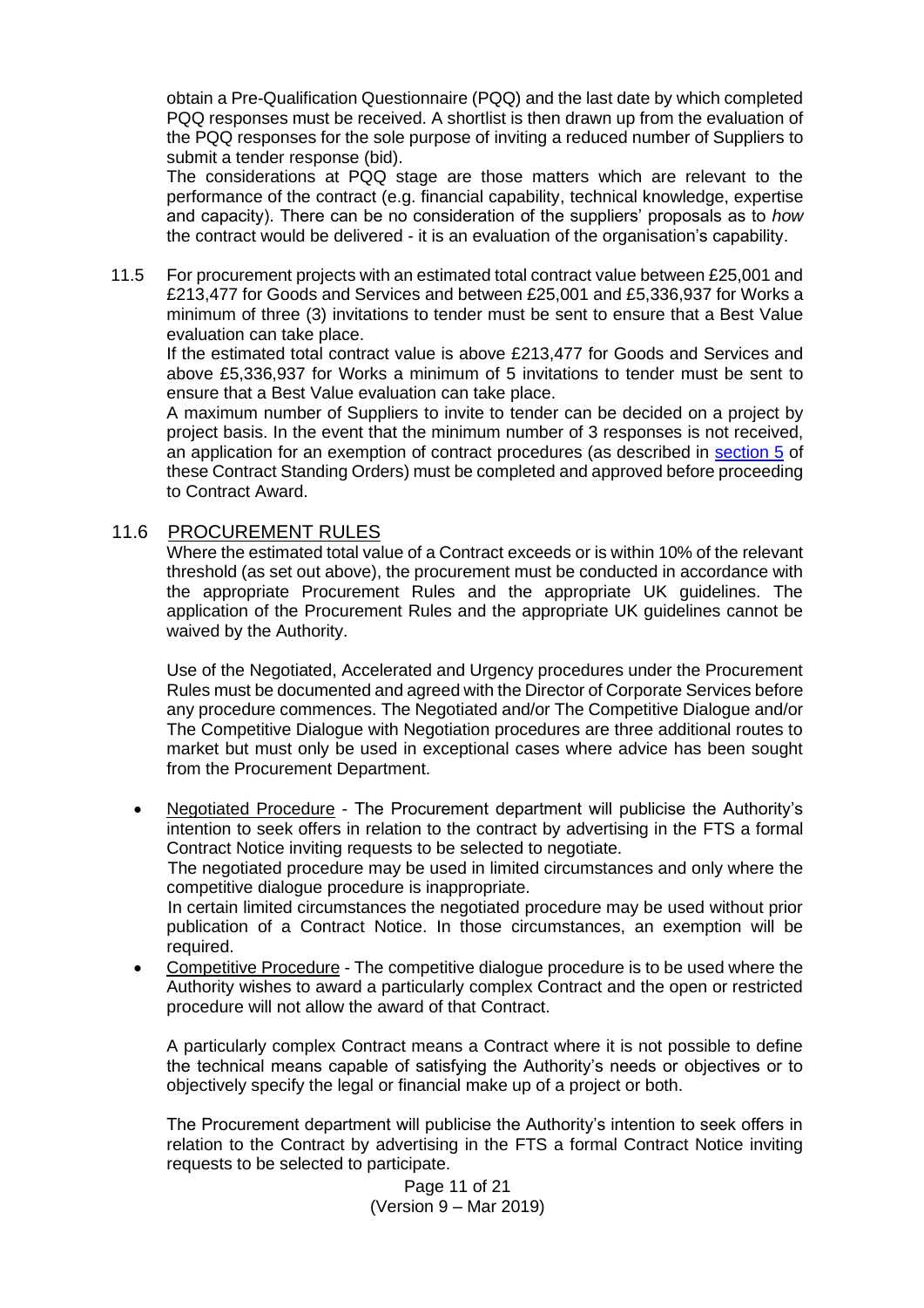obtain a Pre-Qualification Questionnaire (PQQ) and the last date by which completed PQQ responses must be received. A shortlist is then drawn up from the evaluation of the PQQ responses for the sole purpose of inviting a reduced number of Suppliers to submit a tender response (bid).

The considerations at PQQ stage are those matters which are relevant to the performance of the contract (e.g. financial capability, technical knowledge, expertise and capacity). There can be no consideration of the suppliers' proposals as to *how* the contract would be delivered - it is an evaluation of the organisation's capability.

11.5 For procurement projects with an estimated total contract value between £25,001 and £213,477 for Goods and Services and between £25,001 and £5,336,937 for Works a minimum of three (3) invitations to tender must be sent to ensure that a Best Value evaluation can take place.

If the estimated total contract value is above £213,477 for Goods and Services and above £5,336,937 for Works a minimum of 5 invitations to tender must be sent to ensure that a Best Value evaluation can take place.

A maximum number of Suppliers to invite to tender can be decided on a project by project basis. In the event that the minimum number of 3 responses is not received, an application for an exemption of contract procedures (as described in [section 5]() of these Contract Standing Orders) must be completed and approved before proceeding to Contract Award.

## 11.6 PROCUREMENT RULES

Where the estimated total value of a Contract exceeds or is within 10% of the relevant threshold (as set out above), the procurement must be conducted in accordance with the appropriate Procurement Rules and the appropriate UK guidelines. The application of the Procurement Rules and the appropriate UK guidelines cannot be waived by the Authority.

Use of the Negotiated, Accelerated and Urgency procedures under the Procurement Rules must be documented and agreed with the Director of Corporate Services before any procedure commences. The Negotiated and/or The Competitive Dialogue and/or The Competitive Dialogue with Negotiation procedures are three additional routes to market but must only be used in exceptional cases where advice has been sought from the Procurement Department.

- Negotiated Procedure - The Procurement department will publicise the Authority's intention to seek offers in relation to the contract by advertising in the FTS a formal Contract Notice inviting requests to be selected to negotiate.
  The negotiated procedure may be used in limited circumstances and only where the competitive dialogue procedure is inappropriate.
  In certain limited circumstances the negotiated procedure may be used without prior publication of a Contract Notice. In those circumstances, an exemption will be required.
- Competitive Procedure - The competitive dialogue procedure is to be used where the Authority wishes to award a particularly complex Contract and the open or restricted procedure will not allow the award of that Contract.

  A particularly complex Contract means a Contract where it is not possible to define the technical means capable of satisfying the Authority's needs or objectives or to objectively specify the legal or financial make up of a project or both.

  The Procurement department will publicise the Authority's intention to seek offers in relation to the Contract by advertising in the FTS a formal Contract Notice inviting requests to be selected to participate.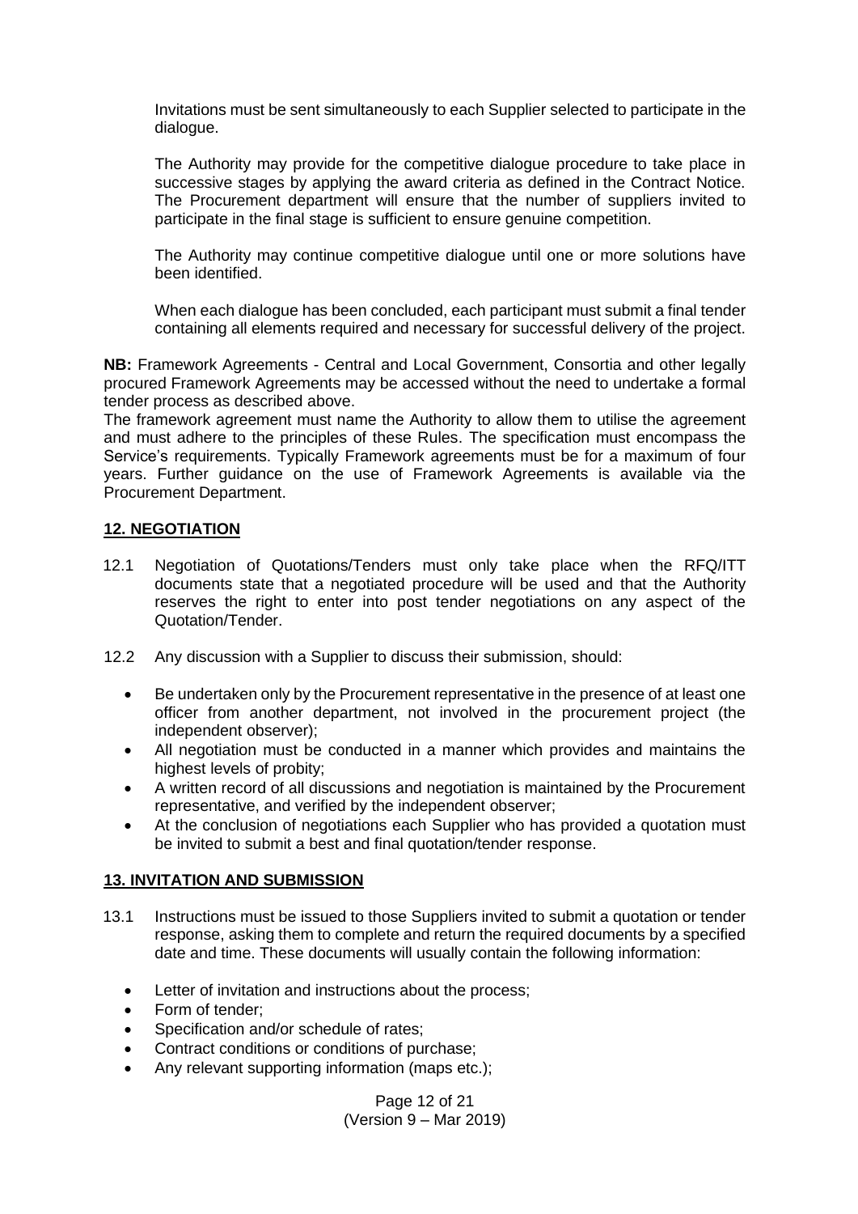Invitations must be sent simultaneously to each Supplier selected to participate in the dialogue.

The Authority may provide for the competitive dialogue procedure to take place in successive stages by applying the award criteria as defined in the Contract Notice. The Procurement department will ensure that the number of suppliers invited to participate in the final stage is sufficient to ensure genuine competition.

The Authority may continue competitive dialogue until one or more solutions have been identified.

When each dialogue has been concluded, each participant must submit a final tender containing all elements required and necessary for successful delivery of the project.

**NB:** Framework Agreements - Central and Local Government, Consortia and other legally procured Framework Agreements may be accessed without the need to undertake a formal tender process as described above.

The framework agreement must name the Authority to allow them to utilise the agreement and must adhere to the principles of these Rules. The specification must encompass the Service's requirements. Typically Framework agreements must be for a maximum of four years. Further guidance on the use of Framework Agreements is available via the Procurement Department.

## 12. NEGOTIATION

12.1 Negotiation of Quotations/Tenders must only take place when the RFQ/ITT documents state that a negotiated procedure will be used and that the Authority reserves the right to enter into post tender negotiations on any aspect of the Quotation/Tender.

12.2 Any discussion with a Supplier to discuss their submission, should:

- Be undertaken only by the Procurement representative in the presence of at least one officer from another department, not involved in the procurement project (the independent observer);
- All negotiation must be conducted in a manner which provides and maintains the highest levels of probity;
- A written record of all discussions and negotiation is maintained by the Procurement representative, and verified by the independent observer;
- At the conclusion of negotiations each Supplier who has provided a quotation must be invited to submit a best and final quotation/tender response.

## 13. INVITATION AND SUBMISSION

13.1 Instructions must be issued to those Suppliers invited to submit a quotation or tender response, asking them to complete and return the required documents by a specified date and time. These documents will usually contain the following information:

- Letter of invitation and instructions about the process;
- Form of tender;
- Specification and/or schedule of rates;
- Contract conditions or conditions of purchase;
- Any relevant supporting information (maps etc.);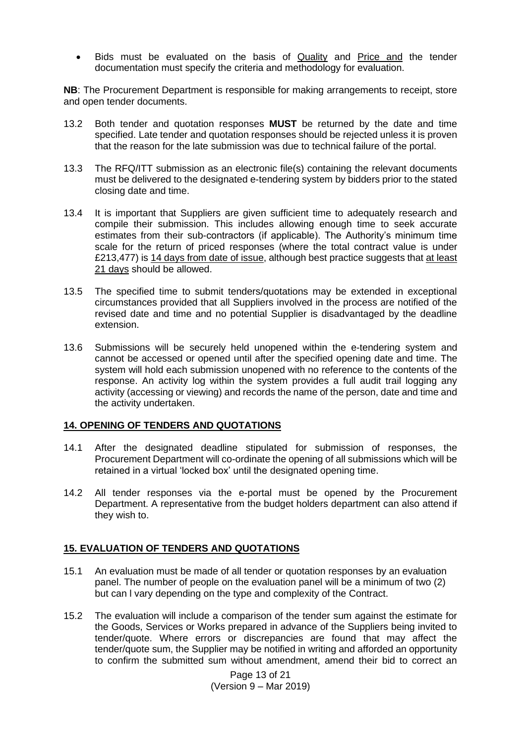- Bids must be evaluated on the basis of <u>Quality</u> and <u>Price and</u> the tender documentation must specify the criteria and methodology for evaluation.

**NB**: The Procurement Department is responsible for making arrangements to receipt, store and open tender documents.

13.2 Both tender and quotation responses **MUST** be returned by the date and time specified. Late tender and quotation responses should be rejected unless it is proven that the reason for the late submission was due to technical failure of the portal.

13.3 The RFQ/ITT submission as an electronic file(s) containing the relevant documents must be delivered to the designated e-tendering system by bidders prior to the stated closing date and time.

13.4 It is important that Suppliers are given sufficient time to adequately research and compile their submission. This includes allowing enough time to seek accurate estimates from their sub-contractors (if applicable). The Authority's minimum time scale for the return of priced responses (where the total contract value is under £213,477) is <u>14 days from date of issue</u>, although best practice suggests that <u>at least 21 days</u> should be allowed.

13.5 The specified time to submit tenders/quotations may be extended in exceptional circumstances provided that all Suppliers involved in the process are notified of the revised date and time and no potential Supplier is disadvantaged by the deadline extension.

13.6 Submissions will be securely held unopened within the e-tendering system and cannot be accessed or opened until after the specified opening date and time. The system will hold each submission unopened with no reference to the contents of the response. An activity log within the system provides a full audit trail logging any activity (accessing or viewing) and records the name of the person, date and time and the activity undertaken.

## 14. OPENING OF TENDERS AND QUOTATIONS

14.1 After the designated deadline stipulated for submission of responses, the Procurement Department will co-ordinate the opening of all submissions which will be retained in a virtual 'locked box' until the designated opening time.

14.2 All tender responses via the e-portal must be opened by the Procurement Department. A representative from the budget holders department can also attend if they wish to.

## 15. EVALUATION OF TENDERS AND QUOTATIONS

15.1 An evaluation must be made of all tender or quotation responses by an evaluation panel. The number of people on the evaluation panel will be a minimum of two (2) but can l vary depending on the type and complexity of the Contract.

15.2 The evaluation will include a comparison of the tender sum against the estimate for the Goods, Services or Works prepared in advance of the Suppliers being invited to tender/quote. Where errors or discrepancies are found that may affect the tender/quote sum, the Supplier may be notified in writing and afforded an opportunity to confirm the submitted sum without amendment, amend their bid to correct an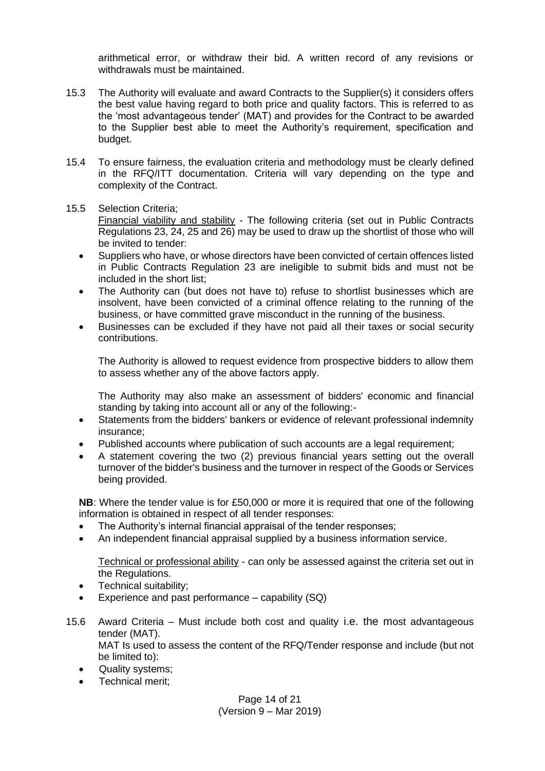arithmetical error, or withdraw their bid. A written record of any revisions or withdrawals must be maintained.

15.3 The Authority will evaluate and award Contracts to the Supplier(s) it considers offers the best value having regard to both price and quality factors. This is referred to as the 'most advantageous tender' (MAT) and provides for the Contract to be awarded to the Supplier best able to meet the Authority's requirement, specification and budget.

15.4 To ensure fairness, the evaluation criteria and methodology must be clearly defined in the RFQ/ITT documentation. Criteria will vary depending on the type and complexity of the Contract.

15.5 Selection Criteria;

Financial viability and stability - The following criteria (set out in Public Contracts Regulations 23, 24, 25 and 26) may be used to draw up the shortlist of those who will be invited to tender:

- Suppliers who have, or whose directors have been convicted of certain offences listed in Public Contracts Regulation 23 are ineligible to submit bids and must not be included in the short list;
- The Authority can (but does not have to) refuse to shortlist businesses which are insolvent, have been convicted of a criminal offence relating to the running of the business, or have committed grave misconduct in the running of the business.
- Businesses can be excluded if they have not paid all their taxes or social security contributions.

The Authority is allowed to request evidence from prospective bidders to allow them to assess whether any of the above factors apply.

The Authority may also make an assessment of bidders' economic and financial standing by taking into account all or any of the following:-

- Statements from the bidders' bankers or evidence of relevant professional indemnity insurance;
- Published accounts where publication of such accounts are a legal requirement;
- A statement covering the two (2) previous financial years setting out the overall turnover of the bidder's business and the turnover in respect of the Goods or Services being provided.

**NB**: Where the tender value is for £50,000 or more it is required that one of the following information is obtained in respect of all tender responses:

- The Authority's internal financial appraisal of the tender responses;
- An independent financial appraisal supplied by a business information service.

Technical or professional ability - can only be assessed against the criteria set out in the Regulations.

- Technical suitability;
- Experience and past performance – capability (SQ)

15.6 Award Criteria – Must include both cost and quality i.e. the most advantageous tender (MAT).

MAT Is used to assess the content of the RFQ/Tender response and include (but not be limited to):

- Quality systems;
- Technical merit;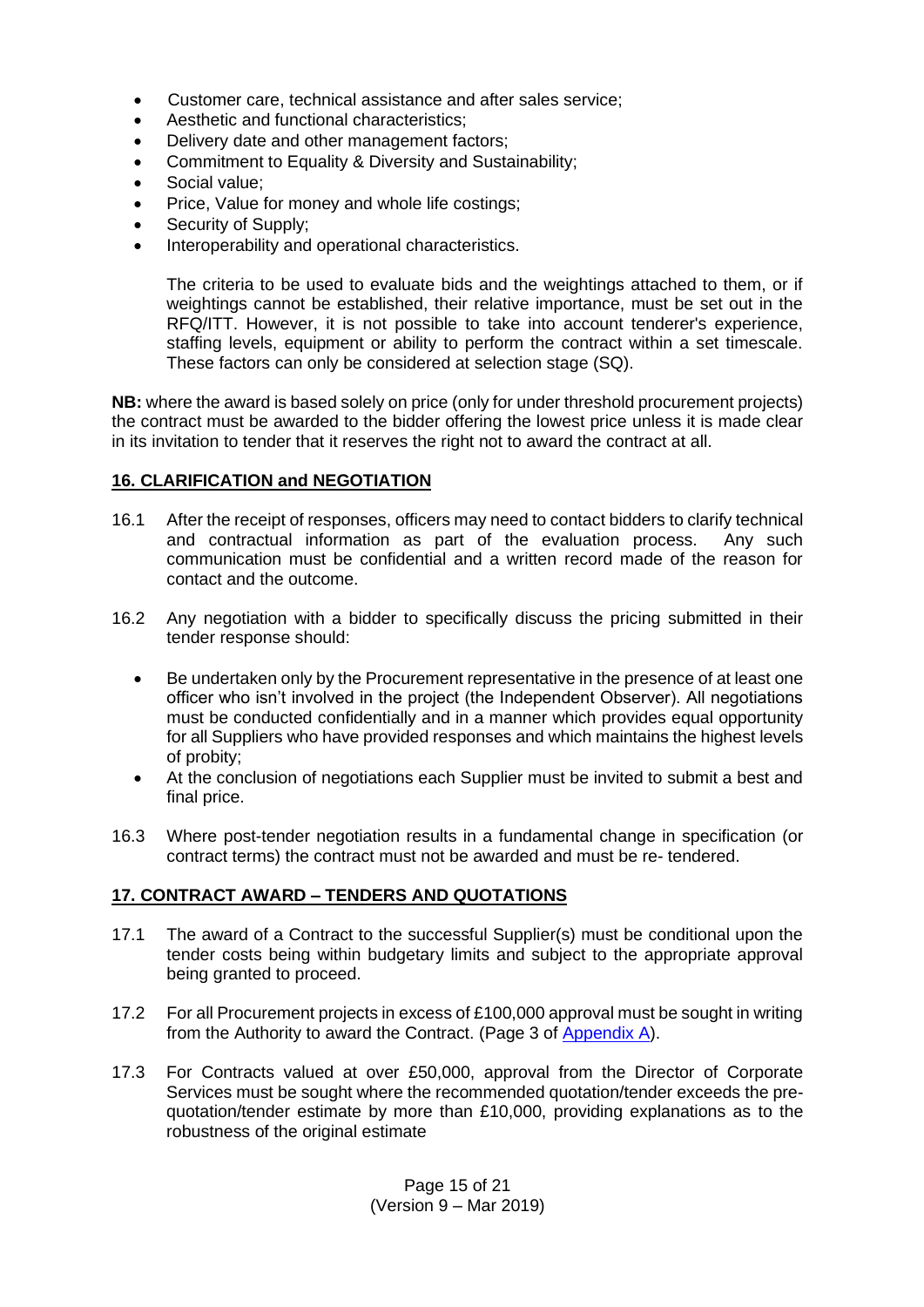- Customer care, technical assistance and after sales service;
- Aesthetic and functional characteristics;
- Delivery date and other management factors;
- Commitment to Equality & Diversity and Sustainability;
- Social value;
- Price, Value for money and whole life costings;
- Security of Supply;
- Interoperability and operational characteristics.

The criteria to be used to evaluate bids and the weightings attached to them, or if weightings cannot be established, their relative importance, must be set out in the RFQ/ITT. However, it is not possible to take into account tenderer's experience, staffing levels, equipment or ability to perform the contract within a set timescale. These factors can only be considered at selection stage (SQ).

**NB:** where the award is based solely on price (only for under threshold procurement projects) the contract must be awarded to the bidder offering the lowest price unless it is made clear in its invitation to tender that it reserves the right not to award the contract at all.

## 16. CLARIFICATION and NEGOTIATION

16.1 After the receipt of responses, officers may need to contact bidders to clarify technical and contractual information as part of the evaluation process. Any such communication must be confidential and a written record made of the reason for contact and the outcome.

16.2 Any negotiation with a bidder to specifically discuss the pricing submitted in their tender response should:

- Be undertaken only by the Procurement representative in the presence of at least one officer who isn't involved in the project (the Independent Observer). All negotiations must be conducted confidentially and in a manner which provides equal opportunity for all Suppliers who have provided responses and which maintains the highest levels of probity;
- At the conclusion of negotiations each Supplier must be invited to submit a best and final price.

16.3 Where post-tender negotiation results in a fundamental change in specification (or contract terms) the contract must not be awarded and must be re- tendered.

## 17. CONTRACT AWARD – TENDERS AND QUOTATIONS

17.1 The award of a Contract to the successful Supplier(s) must be conditional upon the tender costs being within budgetary limits and subject to the appropriate approval being granted to proceed.

17.2 For all Procurement projects in excess of £100,000 approval must be sought in writing from the Authority to award the Contract. (Page 3 of Appendix A).

17.3 For Contracts valued at over £50,000, approval from the Director of Corporate Services must be sought where the recommended quotation/tender exceeds the pre-quotation/tender estimate by more than £10,000, providing explanations as to the robustness of the original estimate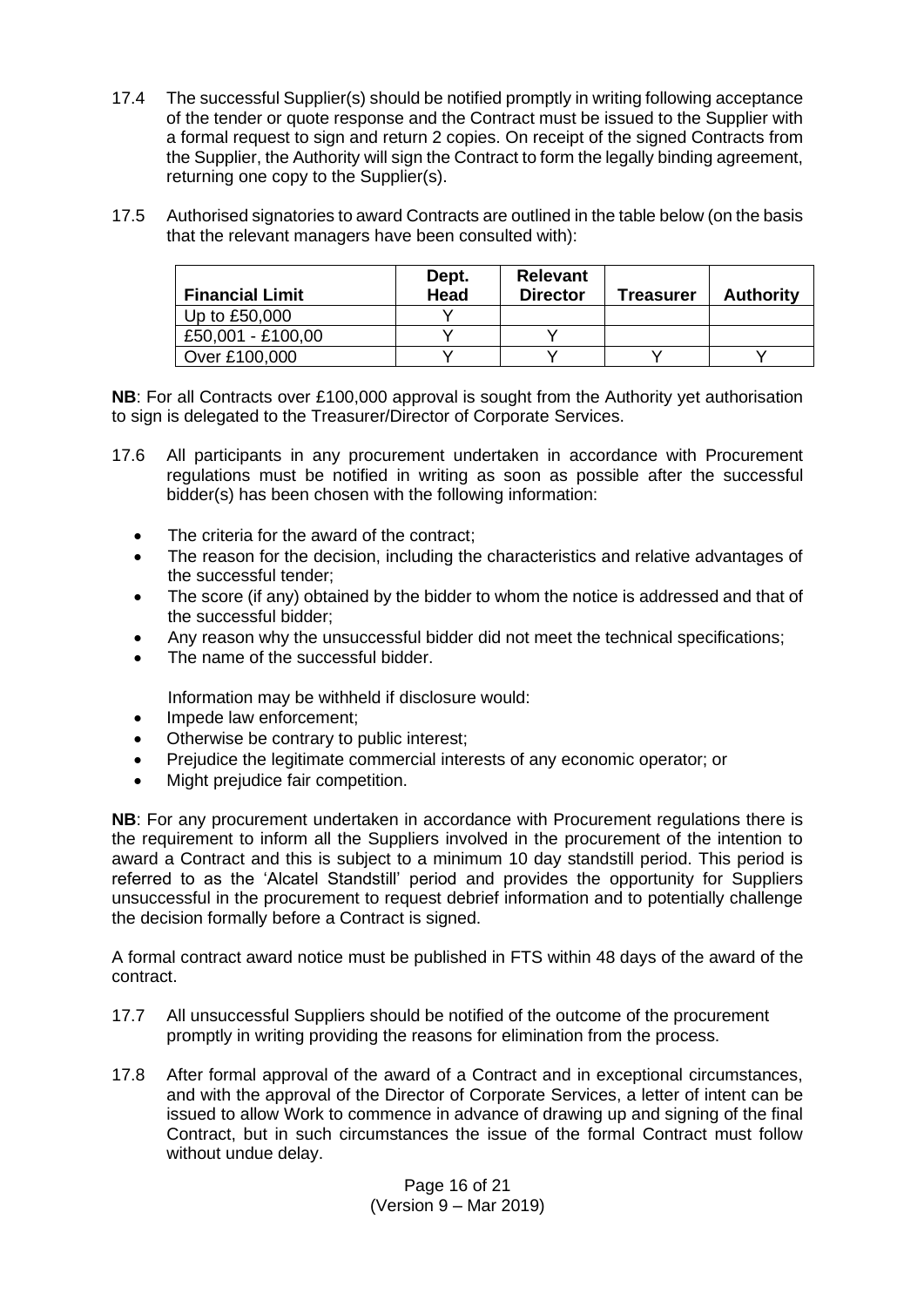17.4 The successful Supplier(s) should be notified promptly in writing following acceptance of the tender or quote response and the Contract must be issued to the Supplier with a formal request to sign and return 2 copies. On receipt of the signed Contracts from the Supplier, the Authority will sign the Contract to form the legally binding agreement, returning one copy to the Supplier(s).

17.5 Authorised signatories to award Contracts are outlined in the table below (on the basis that the relevant managers have been consulted with):

| Financial Limit | Dept. Head | Relevant Director | Treasurer | Authority |
|---|---|---|---|---|
| Up to £50,000 | Y | | | |
| £50,001 - £100,00 | Y | Y | | |
| Over £100,000 | Y | Y | Y | Y |

**NB**: For all Contracts over £100,000 approval is sought from the Authority yet authorisation to sign is delegated to the Treasurer/Director of Corporate Services.

17.6 All participants in any procurement undertaken in accordance with Procurement regulations must be notified in writing as soon as possible after the successful bidder(s) has been chosen with the following information:

- The criteria for the award of the contract;
- The reason for the decision, including the characteristics and relative advantages of the successful tender;
- The score (if any) obtained by the bidder to whom the notice is addressed and that of the successful bidder;
- Any reason why the unsuccessful bidder did not meet the technical specifications;
- The name of the successful bidder.

Information may be withheld if disclosure would:

- Impede law enforcement;
- Otherwise be contrary to public interest;
- Prejudice the legitimate commercial interests of any economic operator; or
- Might prejudice fair competition.

**NB**: For any procurement undertaken in accordance with Procurement regulations there is the requirement to inform all the Suppliers involved in the procurement of the intention to award a Contract and this is subject to a minimum 10 day standstill period. This period is referred to as the 'Alcatel Standstill' period and provides the opportunity for Suppliers unsuccessful in the procurement to request debrief information and to potentially challenge the decision formally before a Contract is signed.

A formal contract award notice must be published in FTS within 48 days of the award of the contract.

17.7 All unsuccessful Suppliers should be notified of the outcome of the procurement promptly in writing providing the reasons for elimination from the process.

17.8 After formal approval of the award of a Contract and in exceptional circumstances, and with the approval of the Director of Corporate Services, a letter of intent can be issued to allow Work to commence in advance of drawing up and signing of the final Contract, but in such circumstances the issue of the formal Contract must follow without undue delay.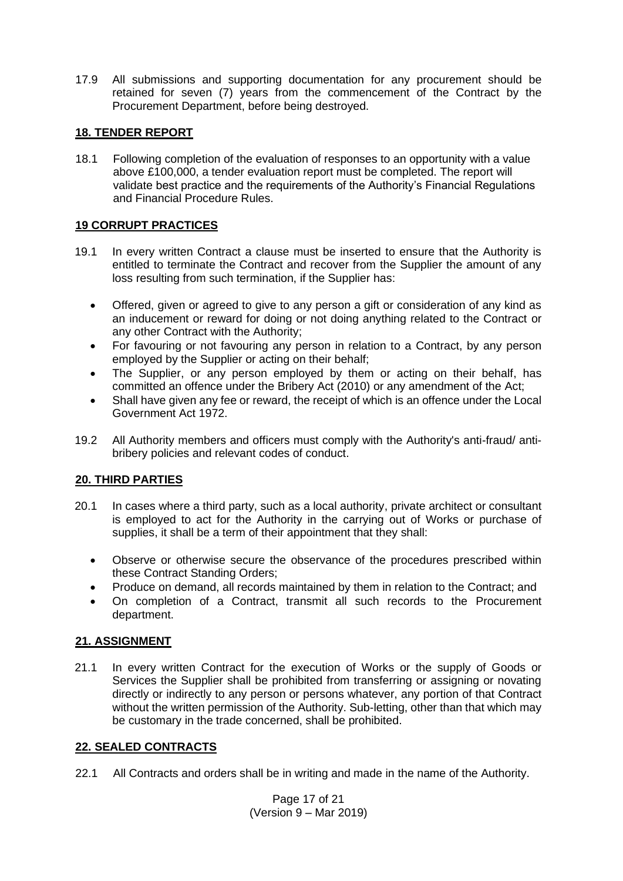17.9 All submissions and supporting documentation for any procurement should be retained for seven (7) years from the commencement of the Contract by the Procurement Department, before being destroyed.

## **18. TENDER REPORT**

18.1 Following completion of the evaluation of responses to an opportunity with a value above £100,000, a tender evaluation report must be completed. The report will validate best practice and the requirements of the Authority's Financial Regulations and Financial Procedure Rules.

## **19 CORRUPT PRACTICES**

19.1 In every written Contract a clause must be inserted to ensure that the Authority is entitled to terminate the Contract and recover from the Supplier the amount of any loss resulting from such termination, if the Supplier has:

- Offered, given or agreed to give to any person a gift or consideration of any kind as an inducement or reward for doing or not doing anything related to the Contract or any other Contract with the Authority;
- For favouring or not favouring any person in relation to a Contract, by any person employed by the Supplier or acting on their behalf;
- The Supplier, or any person employed by them or acting on their behalf, has committed an offence under the Bribery Act (2010) or any amendment of the Act;
- Shall have given any fee or reward, the receipt of which is an offence under the Local Government Act 1972.

19.2 All Authority members and officers must comply with the Authority's anti-fraud/ anti-bribery policies and relevant codes of conduct.

## **20. THIRD PARTIES**

20.1 In cases where a third party, such as a local authority, private architect or consultant is employed to act for the Authority in the carrying out of Works or purchase of supplies, it shall be a term of their appointment that they shall:

- Observe or otherwise secure the observance of the procedures prescribed within these Contract Standing Orders;
- Produce on demand, all records maintained by them in relation to the Contract; and
- On completion of a Contract, transmit all such records to the Procurement department.

## **21. ASSIGNMENT**

21.1 In every written Contract for the execution of Works or the supply of Goods or Services the Supplier shall be prohibited from transferring or assigning or novating directly or indirectly to any person or persons whatever, any portion of that Contract without the written permission of the Authority. Sub-letting, other than that which may be customary in the trade concerned, shall be prohibited.

## **22. SEALED CONTRACTS**

22.1 All Contracts and orders shall be in writing and made in the name of the Authority.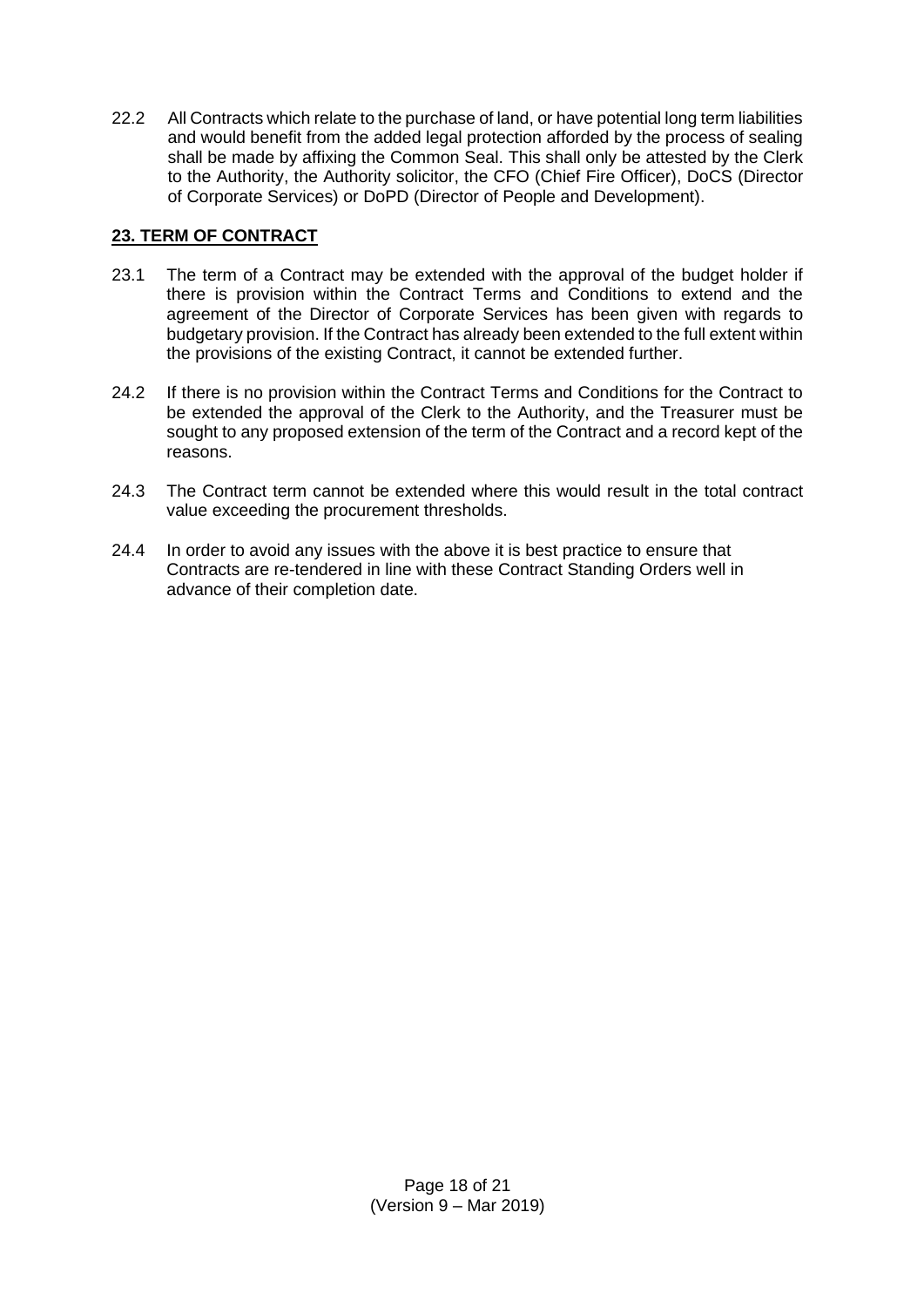22.2 All Contracts which relate to the purchase of land, or have potential long term liabilities and would benefit from the added legal protection afforded by the process of sealing shall be made by affixing the Common Seal. This shall only be attested by the Clerk to the Authority, the Authority solicitor, the CFO (Chief Fire Officer), DoCS (Director of Corporate Services) or DoPD (Director of People and Development).

## 23. TERM OF CONTRACT

23.1 The term of a Contract may be extended with the approval of the budget holder if there is provision within the Contract Terms and Conditions to extend and the agreement of the Director of Corporate Services has been given with regards to budgetary provision. If the Contract has already been extended to the full extent within the provisions of the existing Contract, it cannot be extended further.

24.2 If there is no provision within the Contract Terms and Conditions for the Contract to be extended the approval of the Clerk to the Authority, and the Treasurer must be sought to any proposed extension of the term of the Contract and a record kept of the reasons.

24.3 The Contract term cannot be extended where this would result in the total contract value exceeding the procurement thresholds.

24.4 In order to avoid any issues with the above it is best practice to ensure that Contracts are re-tendered in line with these Contract Standing Orders well in advance of their completion date.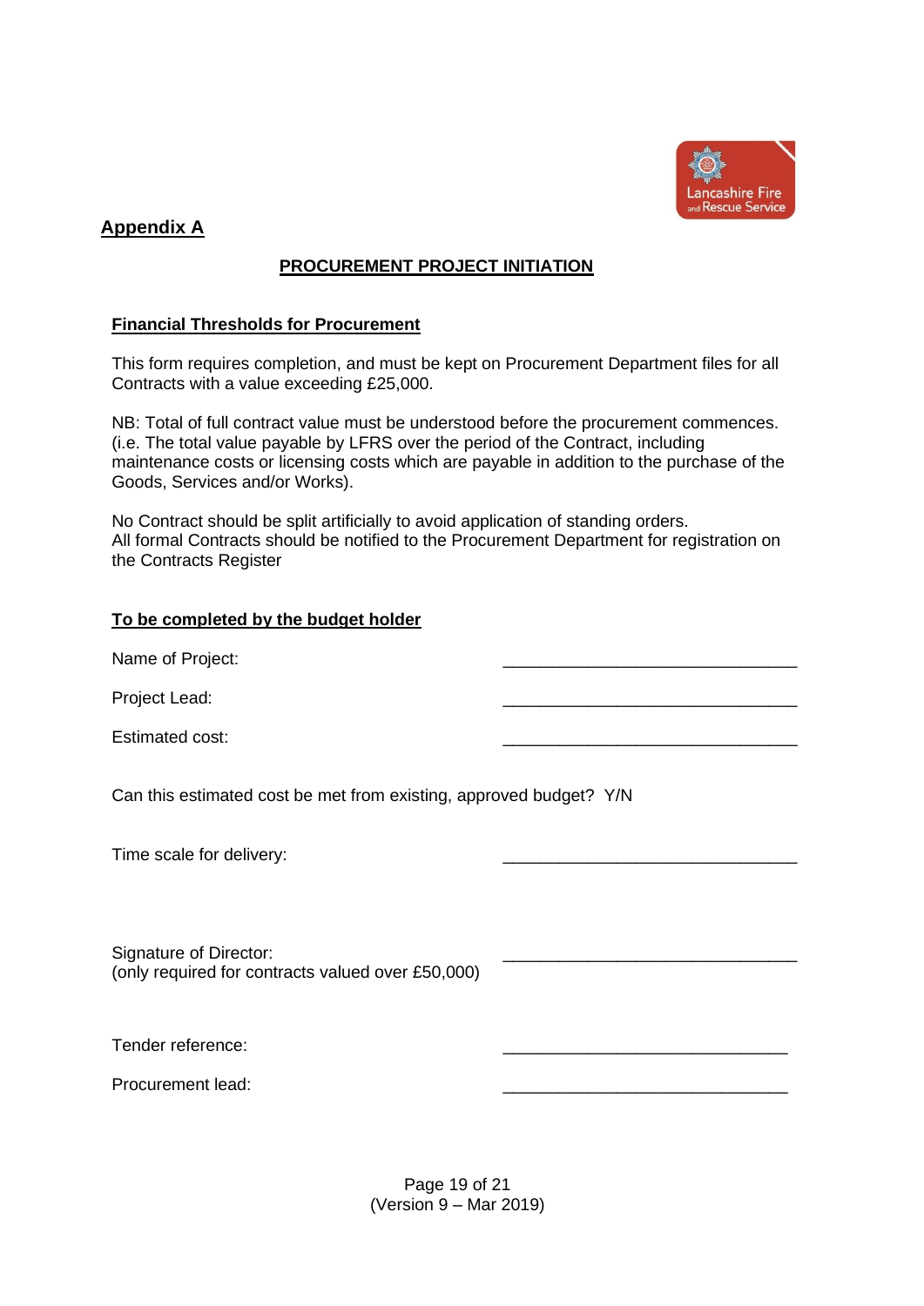## Appendix A

### PROCUREMENT PROJECT INITIATION

**Financial Thresholds for Procurement**

This form requires completion, and must be kept on Procurement Department files for all Contracts with a value exceeding £25,000.

NB: Total of full contract value must be understood before the procurement commences. (i.e. The total value payable by LFRS over the period of the Contract, including maintenance costs or licensing costs which are payable in addition to the purchase of the Goods, Services and/or Works).

No Contract should be split artificially to avoid application of standing orders.
All formal Contracts should be notified to the Procurement Department for registration on the Contracts Register

**To be completed by the budget holder**

Name of Project: _______________________________

Project Lead: _______________________________

Estimated cost: _______________________________

Can this estimated cost be met from existing, approved budget? Y/N

Time scale for delivery: _______________________________

Signature of Director: _______________________________
(only required for contracts valued over £50,000)

Tender reference: _______________________________

Procurement lead: _______________________________

(Version 9 – Mar 2019)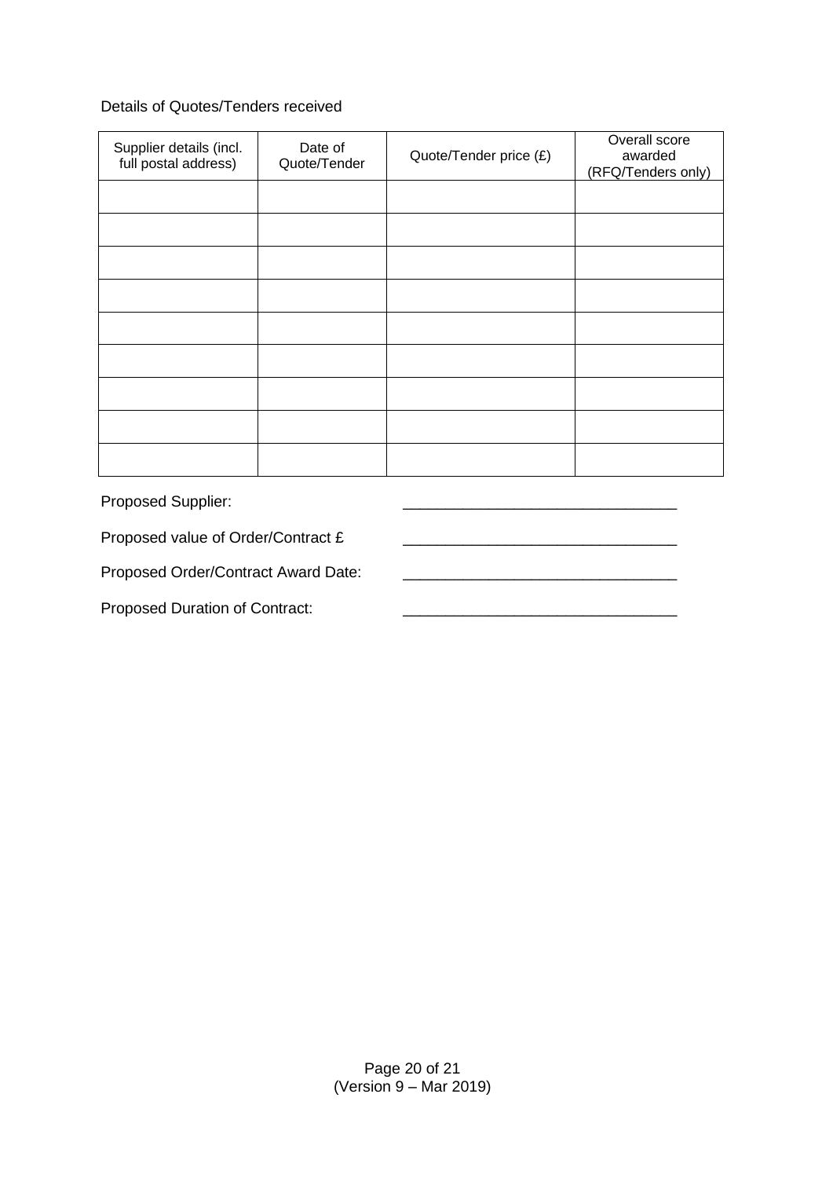Details of Quotes/Tenders received

| Supplier details (incl. full postal address) | Date of Quote/Tender | Quote/Tender price (£) | Overall score awarded (RFQ/Tenders only) |
|---|---|---|---|
| | | | |
| | | | |
| | | | |
| | | | |
| | | | |
| | | | |
| | | | |
| | | | |
| | | | |

Proposed Supplier: _______________________________

Proposed value of Order/Contract £ _______________________________

Proposed Order/Contract Award Date: _______________________________

Proposed Duration of Contract: _______________________________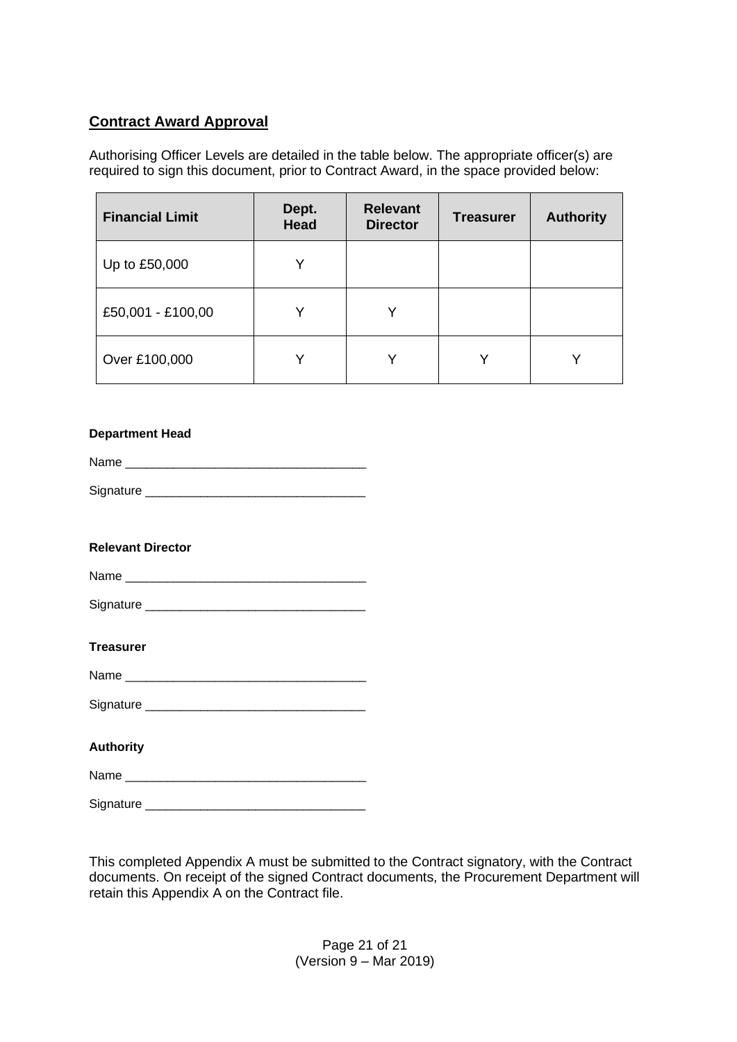## Contract Award Approval

Authorising Officer Levels are detailed in the table below. The appropriate officer(s) are required to sign this document, prior to Contract Award, in the space provided below:

| Financial Limit | Dept. Head | Relevant Director | Treasurer | Authority |
|---|---|---|---|---|
| Up to £50,000 | Y | | | |
| £50,001 - £100,00 | Y | Y | | |
| Over £100,000 | Y | Y | Y | Y |

**Department Head**

Name ___________________________________

Signature ________________________________

**Relevant Director**

Name ___________________________________

Signature ________________________________

**Treasurer**

Name ___________________________________

Signature ________________________________

**Authority**

Name ___________________________________

Signature ________________________________

This completed Appendix A must be submitted to the Contract signatory, with the Contract documents. On receipt of the signed Contract documents, the Procurement Department will retain this Appendix A on the Contract file.

(Version 9 – Mar 2019)